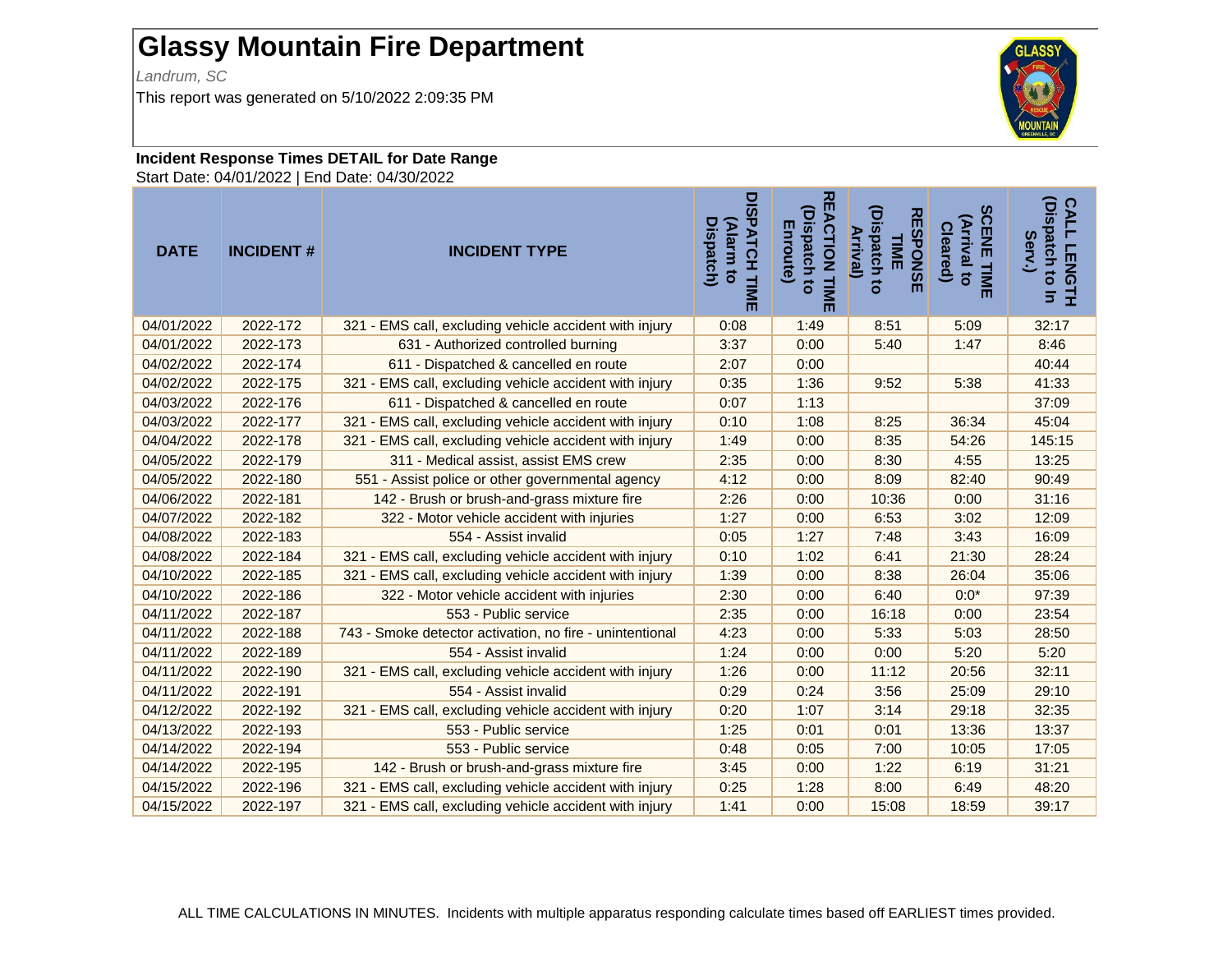# Glassy Mountain Fire Department

*Landrum, SC*

This report was generated on 5/10/2022 2:09:35 PM

**Incident Response Times DETAIL for Date Range**

Start Date: 04/01/2022 | End Date: 04/30/2022

| DATE | INCIDENT # | INCIDENT TYPE | DISPATCH TIME (Alarm to Dispatch) | REACTION TIME (Dispatch to Enroute) | RESPONSE TIME (Dispatch to Arrival) | SCENE TIME (Arrival to Cleared) | CALL LENGTH (Dispatch to In Serv.) |
|---|---|---|---|---|---|---|---|
| 04/01/2022 | 2022-172 | 321 - EMS call, excluding vehicle accident with injury | 0:08 | 1:49 | 8:51 | 5:09 | 32:17 |
| 04/01/2022 | 2022-173 | 631 - Authorized controlled burning | 3:37 | 0:00 | 5:40 | 1:47 | 8:46 |
| 04/02/2022 | 2022-174 | 611 - Dispatched & cancelled en route | 2:07 | 0:00 | | | 40:44 |
| 04/02/2022 | 2022-175 | 321 - EMS call, excluding vehicle accident with injury | 0:35 | 1:36 | 9:52 | 5:38 | 41:33 |
| 04/03/2022 | 2022-176 | 611 - Dispatched & cancelled en route | 0:07 | 1:13 | | | 37:09 |
| 04/03/2022 | 2022-177 | 321 - EMS call, excluding vehicle accident with injury | 0:10 | 1:08 | 8:25 | 36:34 | 45:04 |
| 04/04/2022 | 2022-178 | 321 - EMS call, excluding vehicle accident with injury | 1:49 | 0:00 | 8:35 | 54:26 | 145:15 |
| 04/05/2022 | 2022-179 | 311 - Medical assist, assist EMS crew | 2:35 | 0:00 | 8:30 | 4:55 | 13:25 |
| 04/05/2022 | 2022-180 | 551 - Assist police or other governmental agency | 4:12 | 0:00 | 8:09 | 82:40 | 90:49 |
| 04/06/2022 | 2022-181 | 142 - Brush or brush-and-grass mixture fire | 2:26 | 0:00 | 10:36 | 0:00 | 31:16 |
| 04/07/2022 | 2022-182 | 322 - Motor vehicle accident with injuries | 1:27 | 0:00 | 6:53 | 3:02 | 12:09 |
| 04/08/2022 | 2022-183 | 554 - Assist invalid | 0:05 | 1:27 | 7:48 | 3:43 | 16:09 |
| 04/08/2022 | 2022-184 | 321 - EMS call, excluding vehicle accident with injury | 0:10 | 1:02 | 6:41 | 21:30 | 28:24 |
| 04/10/2022 | 2022-185 | 321 - EMS call, excluding vehicle accident with injury | 1:39 | 0:00 | 8:38 | 26:04 | 35:06 |
| 04/10/2022 | 2022-186 | 322 - Motor vehicle accident with injuries | 2:30 | 0:00 | 6:40 | 0:0* | 97:39 |
| 04/11/2022 | 2022-187 | 553 - Public service | 2:35 | 0:00 | 16:18 | 0:00 | 23:54 |
| 04/11/2022 | 2022-188 | 743 - Smoke detector activation, no fire - unintentional | 4:23 | 0:00 | 5:33 | 5:03 | 28:50 |
| 04/11/2022 | 2022-189 | 554 - Assist invalid | 1:24 | 0:00 | 0:00 | 5:20 | 5:20 |
| 04/11/2022 | 2022-190 | 321 - EMS call, excluding vehicle accident with injury | 1:26 | 0:00 | 11:12 | 20:56 | 32:11 |
| 04/11/2022 | 2022-191 | 554 - Assist invalid | 0:29 | 0:24 | 3:56 | 25:09 | 29:10 |
| 04/12/2022 | 2022-192 | 321 - EMS call, excluding vehicle accident with injury | 0:20 | 1:07 | 3:14 | 29:18 | 32:35 |
| 04/13/2022 | 2022-193 | 553 - Public service | 1:25 | 0:01 | 0:01 | 13:36 | 13:37 |
| 04/14/2022 | 2022-194 | 553 - Public service | 0:48 | 0:05 | 7:00 | 10:05 | 17:05 |
| 04/14/2022 | 2022-195 | 142 - Brush or brush-and-grass mixture fire | 3:45 | 0:00 | 1:22 | 6:19 | 31:21 |
| 04/15/2022 | 2022-196 | 321 - EMS call, excluding vehicle accident with injury | 0:25 | 1:28 | 8:00 | 6:49 | 48:20 |
| 04/15/2022 | 2022-197 | 321 - EMS call, excluding vehicle accident with injury | 1:41 | 0:00 | 15:08 | 18:59 | 39:17 |

ALL TIME CALCULATIONS IN MINUTES. Incidents with multiple apparatus responding calculate times based off EARLIEST times provided.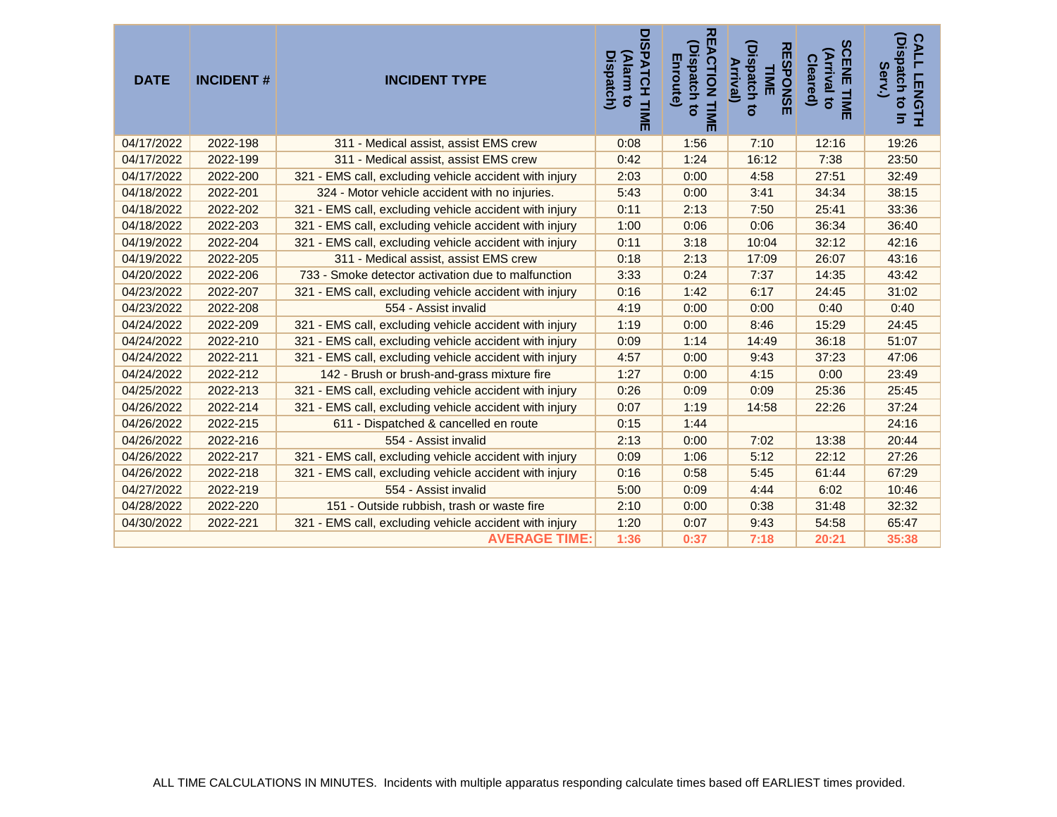| DATE | INCIDENT # | INCIDENT TYPE | DISPATCH TIME (Alarm to Dispatch) | REACTION TIME (Dispatch to Enroute) | RESPONSE TIME (Dispatch to Arrival) | SCENE TIME (Arrival to Cleared) | CALL LENGTH (Dispatch to In Serv.) |
|---|---|---|---|---|---|---|---|
| 04/17/2022 | 2022-198 | 311 - Medical assist, assist EMS crew | 0:08 | 1:56 | 7:10 | 12:16 | 19:26 |
| 04/17/2022 | 2022-199 | 311 - Medical assist, assist EMS crew | 0:42 | 1:24 | 16:12 | 7:38 | 23:50 |
| 04/17/2022 | 2022-200 | 321 - EMS call, excluding vehicle accident with injury | 2:03 | 0:00 | 4:58 | 27:51 | 32:49 |
| 04/18/2022 | 2022-201 | 324 - Motor vehicle accident with no injuries. | 5:43 | 0:00 | 3:41 | 34:34 | 38:15 |
| 04/18/2022 | 2022-202 | 321 - EMS call, excluding vehicle accident with injury | 0:11 | 2:13 | 7:50 | 25:41 | 33:36 |
| 04/18/2022 | 2022-203 | 321 - EMS call, excluding vehicle accident with injury | 1:00 | 0:06 | 0:06 | 36:34 | 36:40 |
| 04/19/2022 | 2022-204 | 321 - EMS call, excluding vehicle accident with injury | 0:11 | 3:18 | 10:04 | 32:12 | 42:16 |
| 04/19/2022 | 2022-205 | 311 - Medical assist, assist EMS crew | 0:18 | 2:13 | 17:09 | 26:07 | 43:16 |
| 04/20/2022 | 2022-206 | 733 - Smoke detector activation due to malfunction | 3:33 | 0:24 | 7:37 | 14:35 | 43:42 |
| 04/23/2022 | 2022-207 | 321 - EMS call, excluding vehicle accident with injury | 0:16 | 1:42 | 6:17 | 24:45 | 31:02 |
| 04/23/2022 | 2022-208 | 554 - Assist invalid | 4:19 | 0:00 | 0:00 | 0:40 | 0:40 |
| 04/24/2022 | 2022-209 | 321 - EMS call, excluding vehicle accident with injury | 1:19 | 0:00 | 8:46 | 15:29 | 24:45 |
| 04/24/2022 | 2022-210 | 321 - EMS call, excluding vehicle accident with injury | 0:09 | 1:14 | 14:49 | 36:18 | 51:07 |
| 04/24/2022 | 2022-211 | 321 - EMS call, excluding vehicle accident with injury | 4:57 | 0:00 | 9:43 | 37:23 | 47:06 |
| 04/24/2022 | 2022-212 | 142 - Brush or brush-and-grass mixture fire | 1:27 | 0:00 | 4:15 | 0:00 | 23:49 |
| 04/25/2022 | 2022-213 | 321 - EMS call, excluding vehicle accident with injury | 0:26 | 0:09 | 0:09 | 25:36 | 25:45 |
| 04/26/2022 | 2022-214 | 321 - EMS call, excluding vehicle accident with injury | 0:07 | 1:19 | 14:58 | 22:26 | 37:24 |
| 04/26/2022 | 2022-215 | 611 - Dispatched & cancelled en route | 0:15 | 1:44 | | | 24:16 |
| 04/26/2022 | 2022-216 | 554 - Assist invalid | 2:13 | 0:00 | 7:02 | 13:38 | 20:44 |
| 04/26/2022 | 2022-217 | 321 - EMS call, excluding vehicle accident with injury | 0:09 | 1:06 | 5:12 | 22:12 | 27:26 |
| 04/26/2022 | 2022-218 | 321 - EMS call, excluding vehicle accident with injury | 0:16 | 0:58 | 5:45 | 61:44 | 67:29 |
| 04/27/2022 | 2022-219 | 554 - Assist invalid | 5:00 | 0:09 | 4:44 | 6:02 | 10:46 |
| 04/28/2022 | 2022-220 | 151 - Outside rubbish, trash or waste fire | 2:10 | 0:00 | 0:38 | 31:48 | 32:32 |
| 04/30/2022 | 2022-221 | 321 - EMS call, excluding vehicle accident with injury | 1:20 | 0:07 | 9:43 | 54:58 | 65:47 |
| | | **AVERAGE TIME:** | **1:36** | **0:37** | **7:18** | **20:21** | **35:38** |

ALL TIME CALCULATIONS IN MINUTES. Incidents with multiple apparatus responding calculate times based off EARLIEST times provided.